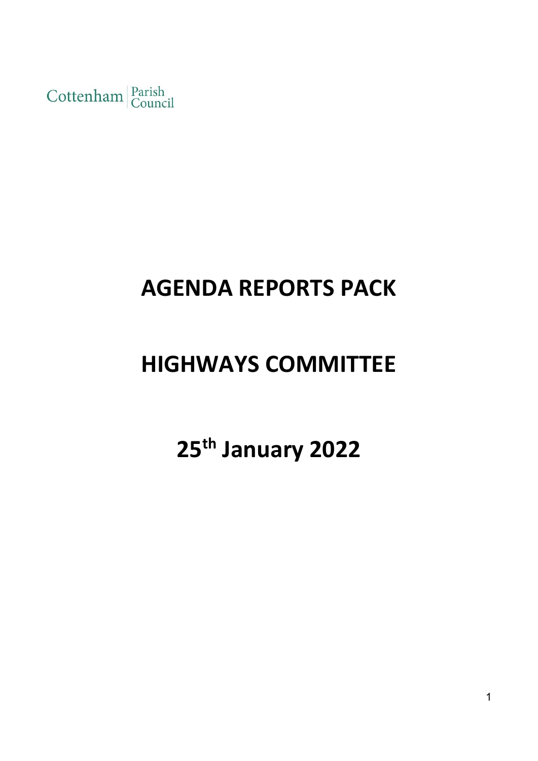Cottenham | Parish Council

# AGENDA REPORTS PACK

# HIGHWAYS COMMITTEE

# 25th January 2022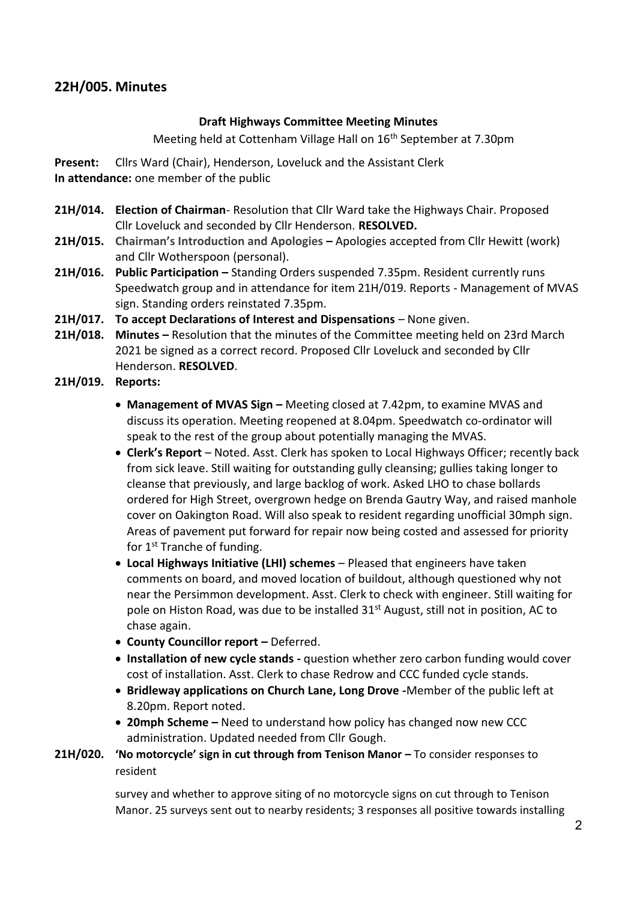## 22H/005. Minutes

**Draft Highways Committee Meeting Minutes**

Meeting held at Cottenham Village Hall on 16th September at 7.30pm

**Present:** Cllrs Ward (Chair), Henderson, Loveluck and the Assistant Clerk
**In attendance:** one member of the public

**21H/014. Election of Chairman**- Resolution that Cllr Ward take the Highways Chair. Proposed Cllr Loveluck and seconded by Cllr Henderson. **RESOLVED.**

**21H/015. Chairman's Introduction and Apologies –** Apologies accepted from Cllr Hewitt (work) and Cllr Wotherspoon (personal).

**21H/016. Public Participation –** Standing Orders suspended 7.35pm. Resident currently runs Speedwatch group and in attendance for item 21H/019. Reports - Management of MVAS sign. Standing orders reinstated 7.35pm.

**21H/017. To accept Declarations of Interest and Dispensations** – None given.

**21H/018. Minutes –** Resolution that the minutes of the Committee meeting held on 23rd March 2021 be signed as a correct record. Proposed Cllr Loveluck and seconded by Cllr Henderson. **RESOLVED**.

**21H/019. Reports:**

- **Management of MVAS Sign –** Meeting closed at 7.42pm, to examine MVAS and discuss its operation. Meeting reopened at 8.04pm. Speedwatch co-ordinator will speak to the rest of the group about potentially managing the MVAS.
- **Clerk's Report** – Noted. Asst. Clerk has spoken to Local Highways Officer; recently back from sick leave. Still waiting for outstanding gully cleansing; gullies taking longer to cleanse that previously, and large backlog of work. Asked LHO to chase bollards ordered for High Street, overgrown hedge on Brenda Gautry Way, and raised manhole cover on Oakington Road. Will also speak to resident regarding unofficial 30mph sign. Areas of pavement put forward for repair now being costed and assessed for priority for 1st Tranche of funding.
- **Local Highways Initiative (LHI) schemes** – Pleased that engineers have taken comments on board, and moved location of buildout, although questioned why not near the Persimmon development. Asst. Clerk to check with engineer. Still waiting for pole on Histon Road, was due to be installed 31st August, still not in position, AC to chase again.
- **County Councillor report –** Deferred.
- **Installation of new cycle stands -** question whether zero carbon funding would cover cost of installation. Asst. Clerk to chase Redrow and CCC funded cycle stands.
- **Bridleway applications on Church Lane, Long Drove -**Member of the public left at 8.20pm. Report noted.
- **20mph Scheme –** Need to understand how policy has changed now new CCC administration. Updated needed from Cllr Gough.

**21H/020. 'No motorcycle' sign in cut through from Tenison Manor –** To consider responses to resident

survey and whether to approve siting of no motorcycle signs on cut through to Tenison Manor. 25 surveys sent out to nearby residents; 3 responses all positive towards installing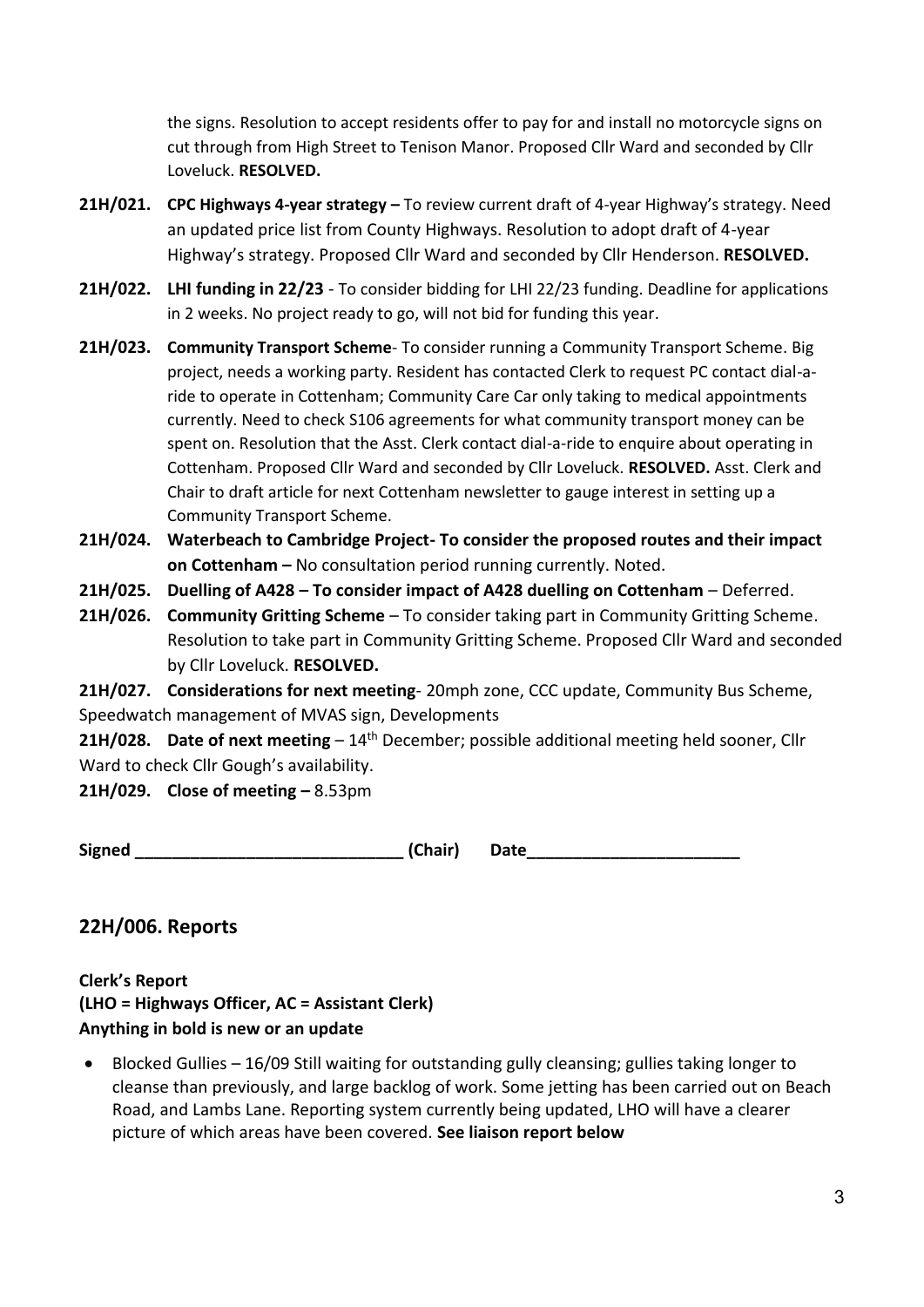the signs. Resolution to accept residents offer to pay for and install no motorcycle signs on cut through from High Street to Tenison Manor. Proposed Cllr Ward and seconded by Cllr Loveluck. **RESOLVED.**

**21H/021.** **CPC Highways 4-year strategy –** To review current draft of 4-year Highway's strategy. Need an updated price list from County Highways. Resolution to adopt draft of 4-year Highway's strategy. Proposed Cllr Ward and seconded by Cllr Henderson. **RESOLVED.**

**21H/022.** **LHI funding in 22/23** - To consider bidding for LHI 22/23 funding. Deadline for applications in 2 weeks. No project ready to go, will not bid for funding this year.

**21H/023.** **Community Transport Scheme**- To consider running a Community Transport Scheme. Big project, needs a working party. Resident has contacted Clerk to request PC contact dial-a-ride to operate in Cottenham; Community Care Car only taking to medical appointments currently. Need to check S106 agreements for what community transport money can be spent on. Resolution that the Asst. Clerk contact dial-a-ride to enquire about operating in Cottenham. Proposed Cllr Ward and seconded by Cllr Loveluck. **RESOLVED.** Asst. Clerk and Chair to draft article for next Cottenham newsletter to gauge interest in setting up a Community Transport Scheme.

**21H/024.** **Waterbeach to Cambridge Project- To consider the proposed routes and their impact on Cottenham –** No consultation period running currently. Noted.

**21H/025.** **Duelling of A428 – To consider impact of A428 duelling on Cottenham** – Deferred.

**21H/026.** **Community Gritting Scheme** – To consider taking part in Community Gritting Scheme. Resolution to take part in Community Gritting Scheme. Proposed Cllr Ward and seconded by Cllr Loveluck. **RESOLVED.**

**21H/027.** **Considerations for next meeting**- 20mph zone, CCC update, Community Bus Scheme, Speedwatch management of MVAS sign, Developments

**21H/028.** **Date of next meeting** – 14th December; possible additional meeting held sooner, Cllr Ward to check Cllr Gough's availability.

**21H/029.** **Close of meeting –** 8.53pm

**Signed \_\_\_\_\_\_\_\_\_\_\_\_\_\_\_\_\_\_\_\_\_\_\_\_\_\_\_\_\_\_ (Chair) Date\_\_\_\_\_\_\_\_\_\_\_\_\_\_\_\_\_\_\_\_\_\_\_\_**

## 22H/006. Reports

**Clerk's Report**
**(LHO = Highways Officer, AC = Assistant Clerk)**
**Anything in bold is new or an update**

- Blocked Gullies – 16/09 Still waiting for outstanding gully cleansing; gullies taking longer to cleanse than previously, and large backlog of work. Some jetting has been carried out on Beach Road, and Lambs Lane. Reporting system currently being updated, LHO will have a clearer picture of which areas have been covered. **See liaison report below**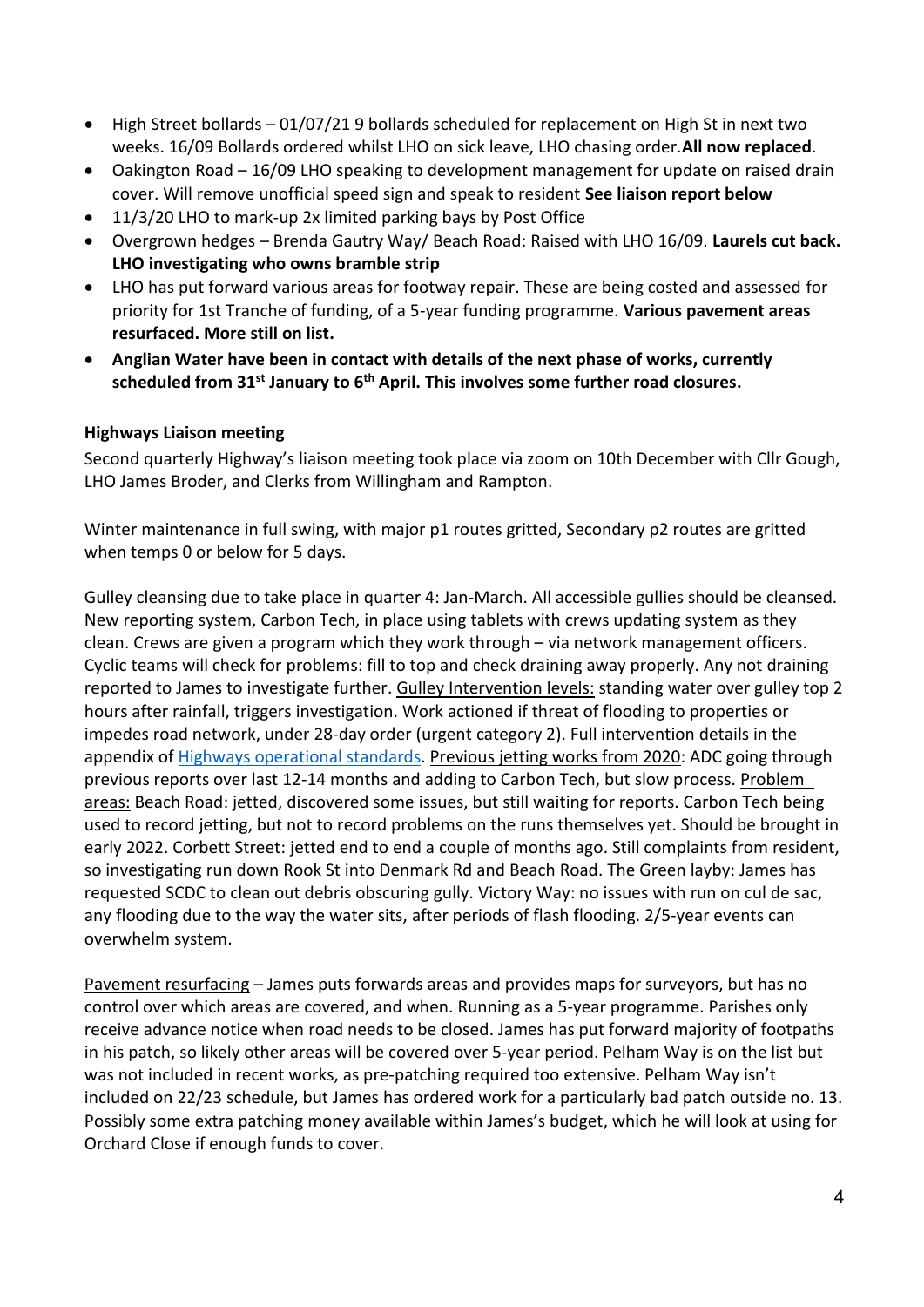- High Street bollards – 01/07/21 9 bollards scheduled for replacement on High St in next two weeks. 16/09 Bollards ordered whilst LHO on sick leave, LHO chasing order.**All now replaced**.
- Oakington Road – 16/09 LHO speaking to development management for update on raised drain cover. Will remove unofficial speed sign and speak to resident **See liaison report below**
- 11/3/20 LHO to mark-up 2x limited parking bays by Post Office
- Overgrown hedges – Brenda Gautry Way/ Beach Road: Raised with LHO 16/09. **Laurels cut back. LHO investigating who owns bramble strip**
- LHO has put forward various areas for footway repair. These are being costed and assessed for priority for 1st Tranche of funding, of a 5-year funding programme. **Various pavement areas resurfaced. More still on list.**
- **Anglian Water have been in contact with details of the next phase of works, currently scheduled from 31st January to 6th April. This involves some further road closures.**

**Highways Liaison meeting**

Second quarterly Highway's liaison meeting took place via zoom on 10th December with Cllr Gough, LHO James Broder, and Clerks from Willingham and Rampton.

Winter maintenance in full swing, with major p1 routes gritted, Secondary p2 routes are gritted when temps 0 or below for 5 days.

Gulley cleansing due to take place in quarter 4: Jan-March. All accessible gullies should be cleansed. New reporting system, Carbon Tech, in place using tablets with crews updating system as they clean. Crews are given a program which they work through – via network management officers. Cyclic teams will check for problems: fill to top and check draining away properly. Any not draining reported to James to investigate further. Gulley Intervention levels: standing water over gulley top 2 hours after rainfall, triggers investigation. Work actioned if threat of flooding to properties or impedes road network, under 28-day order (urgent category 2). Full intervention details in the appendix of [Highways operational standards](). Previous jetting works from 2020: ADC going through previous reports over last 12-14 months and adding to Carbon Tech, but slow process. Problem areas: Beach Road: jetted, discovered some issues, but still waiting for reports. Carbon Tech being used to record jetting, but not to record problems on the runs themselves yet. Should be brought in early 2022. Corbett Street: jetted end to end a couple of months ago. Still complaints from resident, so investigating run down Rook St into Denmark Rd and Beach Road. The Green layby: James has requested SCDC to clean out debris obscuring gully. Victory Way: no issues with run on cul de sac, any flooding due to the way the water sits, after periods of flash flooding. 2/5-year events can overwhelm system.

Pavement resurfacing – James puts forwards areas and provides maps for surveyors, but has no control over which areas are covered, and when. Running as a 5-year programme. Parishes only receive advance notice when road needs to be closed. James has put forward majority of footpaths in his patch, so likely other areas will be covered over 5-year period. Pelham Way is on the list but was not included in recent works, as pre-patching required too extensive. Pelham Way isn't included on 22/23 schedule, but James has ordered work for a particularly bad patch outside no. 13. Possibly some extra patching money available within James's budget, which he will look at using for Orchard Close if enough funds to cover.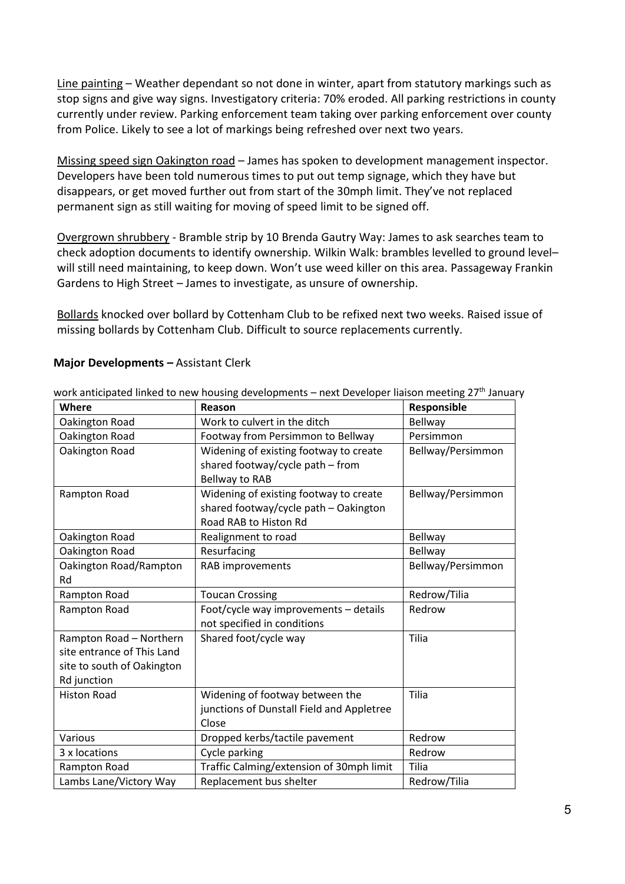Line painting – Weather dependant so not done in winter, apart from statutory markings such as stop signs and give way signs. Investigatory criteria: 70% eroded. All parking restrictions in county currently under review. Parking enforcement team taking over parking enforcement over county from Police. Likely to see a lot of markings being refreshed over next two years.

Missing speed sign Oakington road – James has spoken to development management inspector. Developers have been told numerous times to put out temp signage, which they have but disappears, or get moved further out from start of the 30mph limit. They've not replaced permanent sign as still waiting for moving of speed limit to be signed off.

Overgrown shrubbery - Bramble strip by 10 Brenda Gautry Way: James to ask searches team to check adoption documents to identify ownership. Wilkin Walk: brambles levelled to ground level– will still need maintaining, to keep down. Won't use weed killer on this area. Passageway Frankin Gardens to High Street – James to investigate, as unsure of ownership.

Bollards knocked over bollard by Cottenham Club to be refixed next two weeks. Raised issue of missing bollards by Cottenham Club. Difficult to source replacements currently.

**Major Developments –** Assistant Clerk

work anticipated linked to new housing developments – next Developer liaison meeting 27th January

| Where | Reason | Responsible |
|---|---|---|
| Oakington Road | Work to culvert in the ditch | Bellway |
| Oakington Road | Footway from Persimmon to Bellway | Persimmon |
| Oakington Road | Widening of existing footway to create shared footway/cycle path – from Bellway to RAB | Bellway/Persimmon |
| Rampton Road | Widening of existing footway to create shared footway/cycle path – Oakington Road RAB to Histon Rd | Bellway/Persimmon |
| Oakington Road | Realignment to road | Bellway |
| Oakington Road | Resurfacing | Bellway |
| Oakington Road/Rampton Rd | RAB improvements | Bellway/Persimmon |
| Rampton Road | Toucan Crossing | Redrow/Tilia |
| Rampton Road | Foot/cycle way improvements – details not specified in conditions | Redrow |
| Rampton Road – Northern site entrance of This Land site to south of Oakington Rd junction | Shared foot/cycle way | Tilia |
| Histon Road | Widening of footway between the junctions of Dunstall Field and Appletree Close | Tilia |
| Various | Dropped kerbs/tactile pavement | Redrow |
| 3 x locations | Cycle parking | Redrow |
| Rampton Road | Traffic Calming/extension of 30mph limit | Tilia |
| Lambs Lane/Victory Way | Replacement bus shelter | Redrow/Tilia |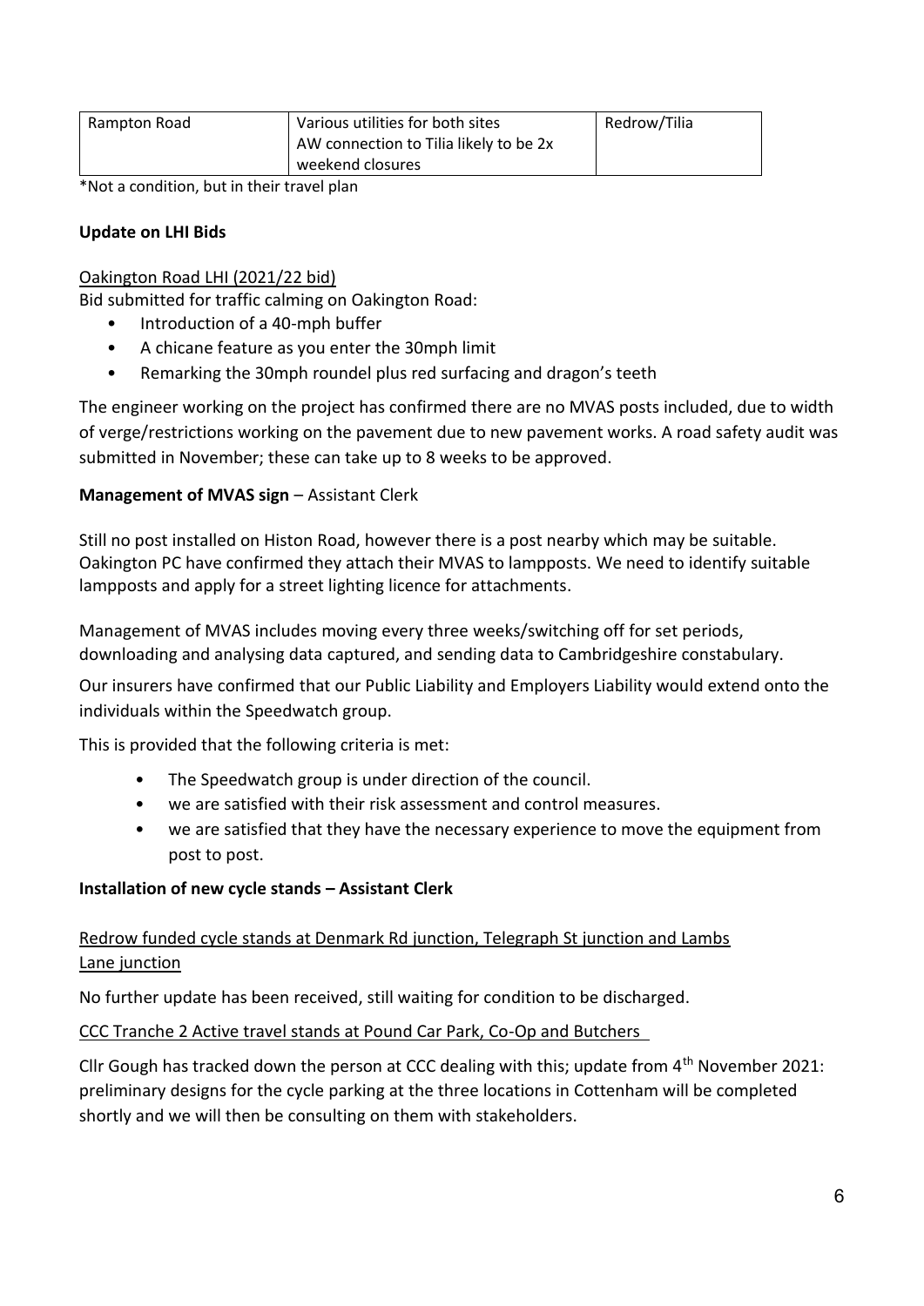| Rampton Road | Various utilities for both sites<br>AW connection to Tilia likely to be 2x weekend closures | Redrow/Tilia |
|---|---|---|

*Not a condition, but in their travel plan

**Update on LHI Bids**

Oakington Road LHI (2021/22 bid)

Bid submitted for traffic calming on Oakington Road:

- Introduction of a 40-mph buffer
- A chicane feature as you enter the 30mph limit
- Remarking the 30mph roundel plus red surfacing and dragon's teeth

The engineer working on the project has confirmed there are no MVAS posts included, due to width of verge/restrictions working on the pavement due to new pavement works. A road safety audit was submitted in November; these can take up to 8 weeks to be approved.

**Management of MVAS sign** – Assistant Clerk

Still no post installed on Histon Road, however there is a post nearby which may be suitable. Oakington PC have confirmed they attach their MVAS to lampposts. We need to identify suitable lampposts and apply for a street lighting licence for attachments.

Management of MVAS includes moving every three weeks/switching off for set periods, downloading and analysing data captured, and sending data to Cambridgeshire constabulary.

Our insurers have confirmed that our Public Liability and Employers Liability would extend onto the individuals within the Speedwatch group.

This is provided that the following criteria is met:

- The Speedwatch group is under direction of the council.
- we are satisfied with their risk assessment and control measures.
- we are satisfied that they have the necessary experience to move the equipment from post to post.

**Installation of new cycle stands – Assistant Clerk**

Redrow funded cycle stands at Denmark Rd junction, Telegraph St junction and Lambs Lane junction

No further update has been received, still waiting for condition to be discharged.

CCC Tranche 2 Active travel stands at Pound Car Park, Co-Op and Butchers

Cllr Gough has tracked down the person at CCC dealing with this; update from 4th November 2021: preliminary designs for the cycle parking at the three locations in Cottenham will be completed shortly and we will then be consulting on them with stakeholders.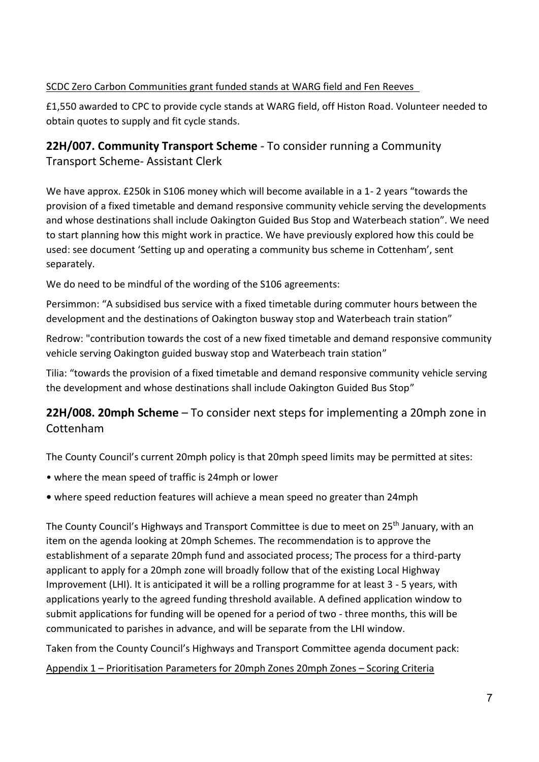SCDC Zero Carbon Communities grant funded stands at WARG field and Fen Reeves

£1,550 awarded to CPC to provide cycle stands at WARG field, off Histon Road. Volunteer needed to obtain quotes to supply and fit cycle stands.

## **22H/007. Community Transport Scheme** - To consider running a Community Transport Scheme- Assistant Clerk

We have approx. £250k in S106 money which will become available in a 1- 2 years "towards the provision of a fixed timetable and demand responsive community vehicle serving the developments and whose destinations shall include Oakington Guided Bus Stop and Waterbeach station". We need to start planning how this might work in practice. We have previously explored how this could be used: see document 'Setting up and operating a community bus scheme in Cottenham', sent separately.

We do need to be mindful of the wording of the S106 agreements:

Persimmon: "A subsidised bus service with a fixed timetable during commuter hours between the development and the destinations of Oakington busway stop and Waterbeach train station"

Redrow: "contribution towards the cost of a new fixed timetable and demand responsive community vehicle serving Oakington guided busway stop and Waterbeach train station"

Tilia: "towards the provision of a fixed timetable and demand responsive community vehicle serving the development and whose destinations shall include Oakington Guided Bus Stop"

## **22H/008. 20mph Scheme** – To consider next steps for implementing a 20mph zone in Cottenham

The County Council's current 20mph policy is that 20mph speed limits may be permitted at sites:

- where the mean speed of traffic is 24mph or lower
- where speed reduction features will achieve a mean speed no greater than 24mph

The County Council's Highways and Transport Committee is due to meet on 25th January, with an item on the agenda looking at 20mph Schemes. The recommendation is to approve the establishment of a separate 20mph fund and associated process; The process for a third-party applicant to apply for a 20mph zone will broadly follow that of the existing Local Highway Improvement (LHI). It is anticipated it will be a rolling programme for at least 3 - 5 years, with applications yearly to the agreed funding threshold available. A defined application window to submit applications for funding will be opened for a period of two - three months, this will be communicated to parishes in advance, and will be separate from the LHI window.

Taken from the County Council's Highways and Transport Committee agenda document pack:

Appendix 1 – Prioritisation Parameters for 20mph Zones 20mph Zones – Scoring Criteria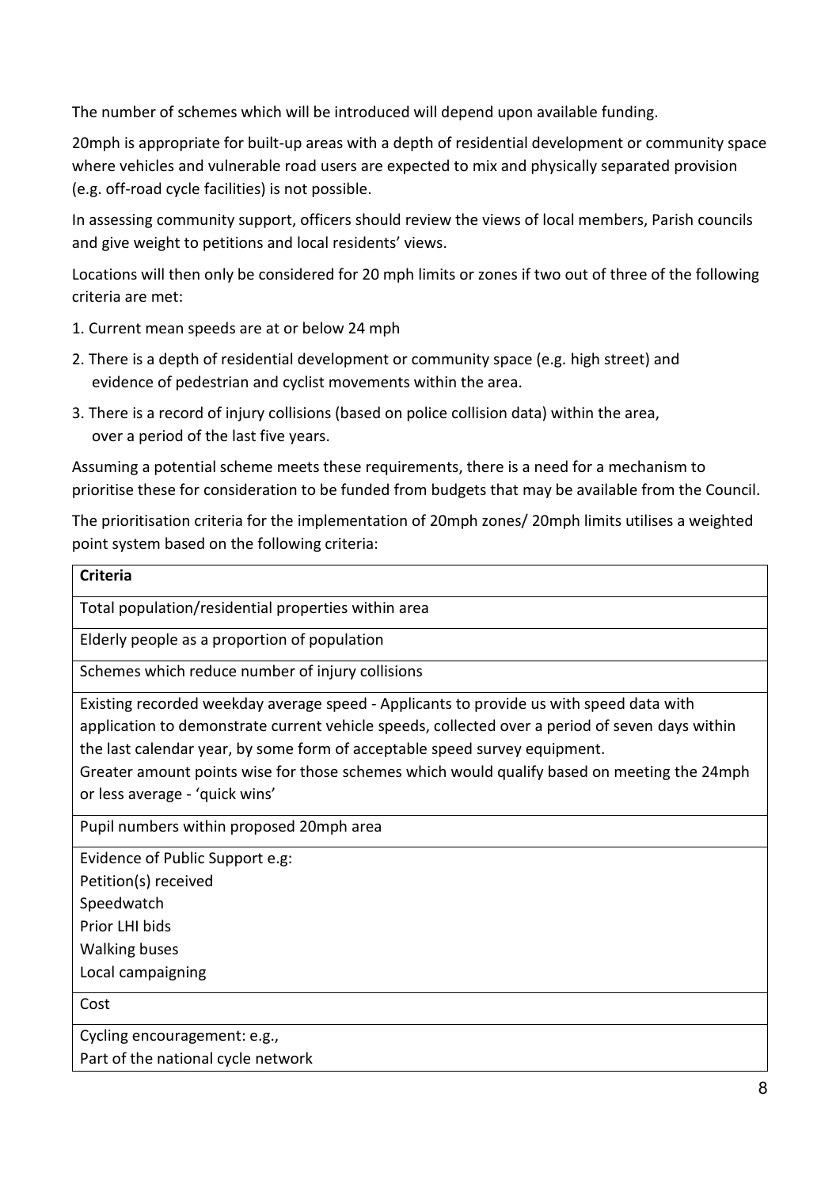The number of schemes which will be introduced will depend upon available funding.

20mph is appropriate for built-up areas with a depth of residential development or community space where vehicles and vulnerable road users are expected to mix and physically separated provision (e.g. off-road cycle facilities) is not possible.

In assessing community support, officers should review the views of local members, Parish councils and give weight to petitions and local residents' views.

Locations will then only be considered for 20 mph limits or zones if two out of three of the following criteria are met:

1. Current mean speeds are at or below 24 mph
2. There is a depth of residential development or community space (e.g. high street) and evidence of pedestrian and cyclist movements within the area.
3. There is a record of injury collisions (based on police collision data) within the area, over a period of the last five years.

Assuming a potential scheme meets these requirements, there is a need for a mechanism to prioritise these for consideration to be funded from budgets that may be available from the Council.

The prioritisation criteria for the implementation of 20mph zones/ 20mph limits utilises a weighted point system based on the following criteria:

| **Criteria** |
|---|
| Total population/residential properties within area |
| Elderly people as a proportion of population |
| Schemes which reduce number of injury collisions |
| Existing recorded weekday average speed - Applicants to provide us with speed data with application to demonstrate current vehicle speeds, collected over a period of seven days within the last calendar year, by some form of acceptable speed survey equipment.<br>Greater amount points wise for those schemes which would qualify based on meeting the 24mph or less average - 'quick wins' |
| Pupil numbers within proposed 20mph area |
| Evidence of Public Support e.g:<br>Petition(s) received<br>Speedwatch<br>Prior LHI bids<br>Walking buses<br>Local campaigning |
| Cost |
| Cycling encouragement: e.g.,<br>Part of the national cycle network |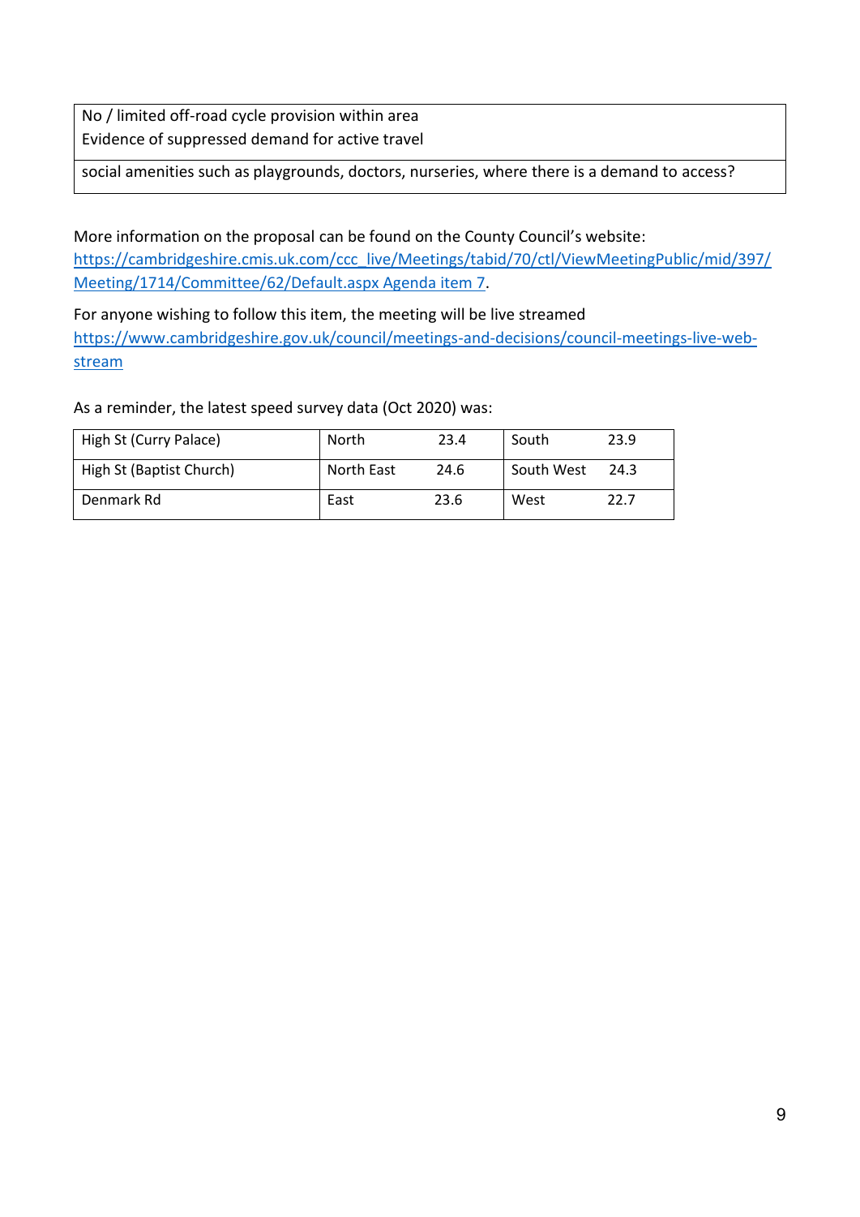| |
|---|
| No / limited off-road cycle provision within area<br>Evidence of suppressed demand for active travel |
| social amenities such as playgrounds, doctors, nurseries, where there is a demand to access? |

More information on the proposal can be found on the County Council's website: [https://cambridgeshire.cmis.uk.com/ccc_live/Meetings/tabid/70/ctl/ViewMeetingPublic/mid/397/Meeting/1714/Committee/62/Default.aspx Agenda item 7](https://cambridgeshire.cmis.uk.com/ccc_live/Meetings/tabid/70/ctl/ViewMeetingPublic/mid/397/Meeting/1714/Committee/62/Default.aspx).

For anyone wishing to follow this item, the meeting will be live streamed [https://www.cambridgeshire.gov.uk/council/meetings-and-decisions/council-meetings-live-web-stream](https://www.cambridgeshire.gov.uk/council/meetings-and-decisions/council-meetings-live-web-stream)

As a reminder, the latest speed survey data (Oct 2020) was:

| | | | | |
|---|---|---|---|---|
| High St (Curry Palace) | North | 23.4 | South | 23.9 |
| High St (Baptist Church) | North East | 24.6 | South West | 24.3 |
| Denmark Rd | East | 23.6 | West | 22.7 |